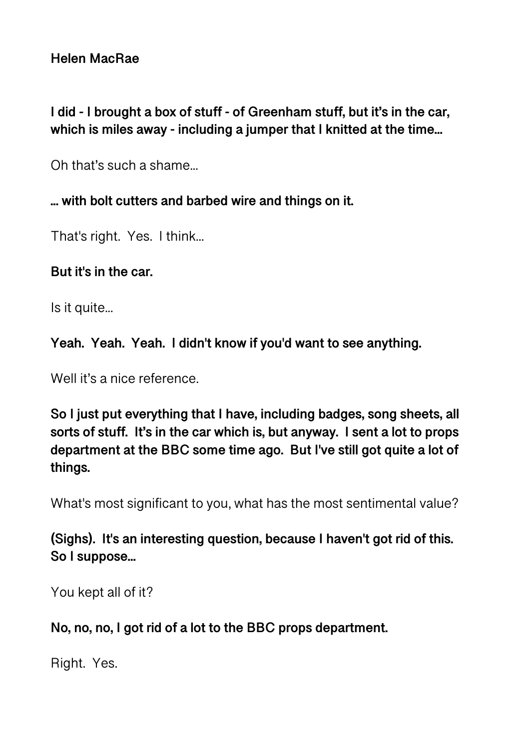**Helen MacRae**

**I did - I brought a box of stuff - of Greenham stuff, but it's in the car, which is miles away - including a jumper that I knitted at the time...**

Oh that's such a shame...

**... with bolt cutters and barbed wire and things on it.**

That's right. Yes. I think...

**But it's in the car.**

Is it quite...

**Yeah. Yeah. Yeah. I didn't know if you'd want to see anything.**

Well it's a nice reference.

**So I just put everything that I have, including badges, song sheets, all sorts of stuff. It's in the car which is, but anyway. I sent a lot to props department at the BBC some time ago. But I've still got quite a lot of things.**

What's most significant to you, what has the most sentimental value?

**(Sighs). It's an interesting question, because I haven't got rid of this. So I suppose...**

You kept all of it?

**No, no, no, I got rid of a lot to the BBC props department.**

Right. Yes.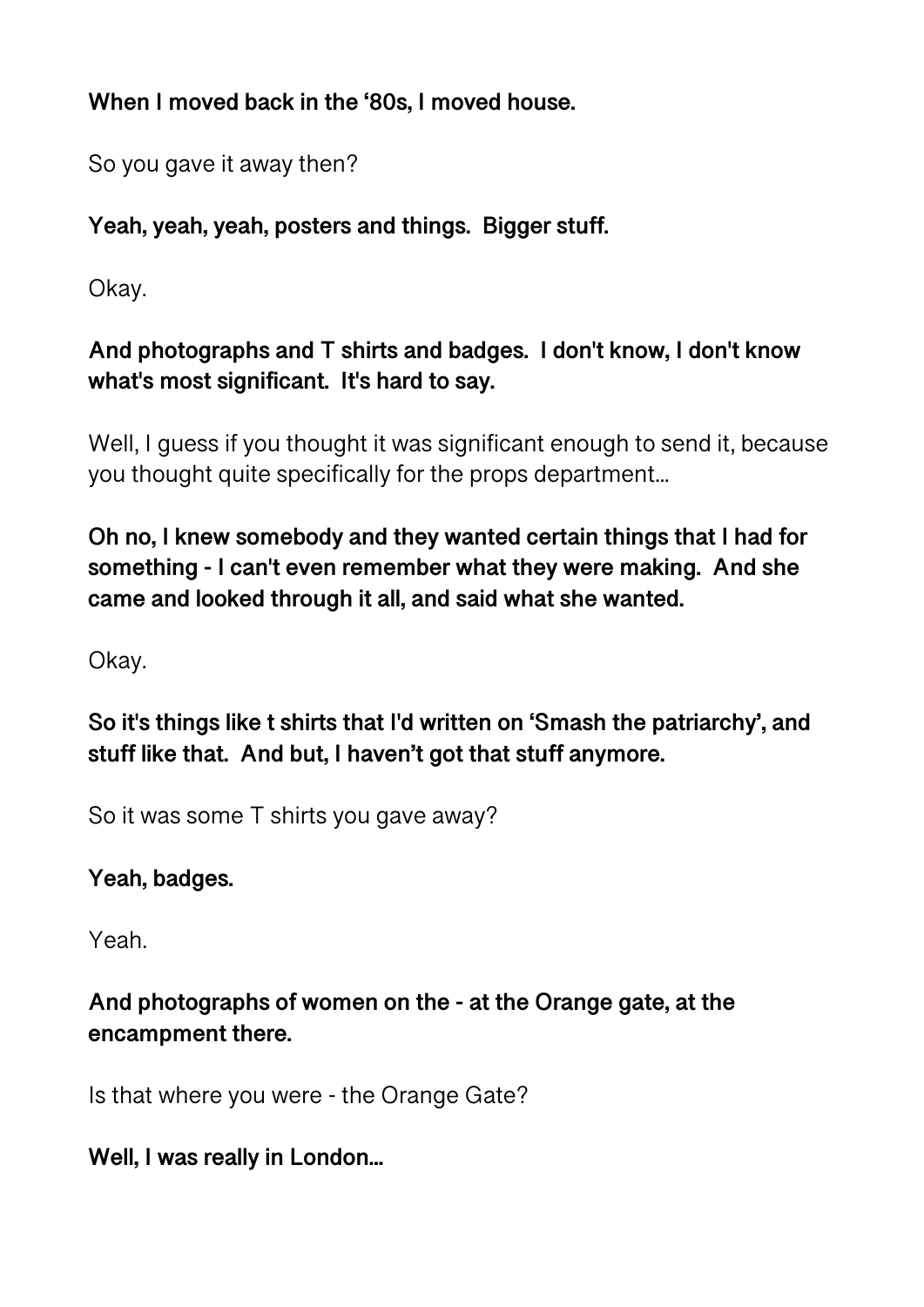**When I moved back in the '80s, I moved house.**

So you gave it away then?

**Yeah, yeah, yeah, posters and things.  Bigger stuff.**

Okay.

**And photographs and T shirts and badges.  I don't know, I don't know what's most significant.  It's hard to say.**

Well, I guess if you thought it was significant enough to send it, because you thought quite specifically for the props department…

**Oh no, I knew somebody and they wanted certain things that I had for something - I can't even remember what they were making.  And she came and looked through it all, and said what she wanted.**

Okay.

**So it's things like t shirts that I'd written on 'Smash the patriarchy', and stuff like that.  And but, I haven't got that stuff anymore.**

So it was some T shirts you gave away?

**Yeah, badges.**

Yeah.

**And photographs of women on the - at the Orange gate, at the encampment there.**

Is that where you were - the Orange Gate?

**Well, I was really in London…**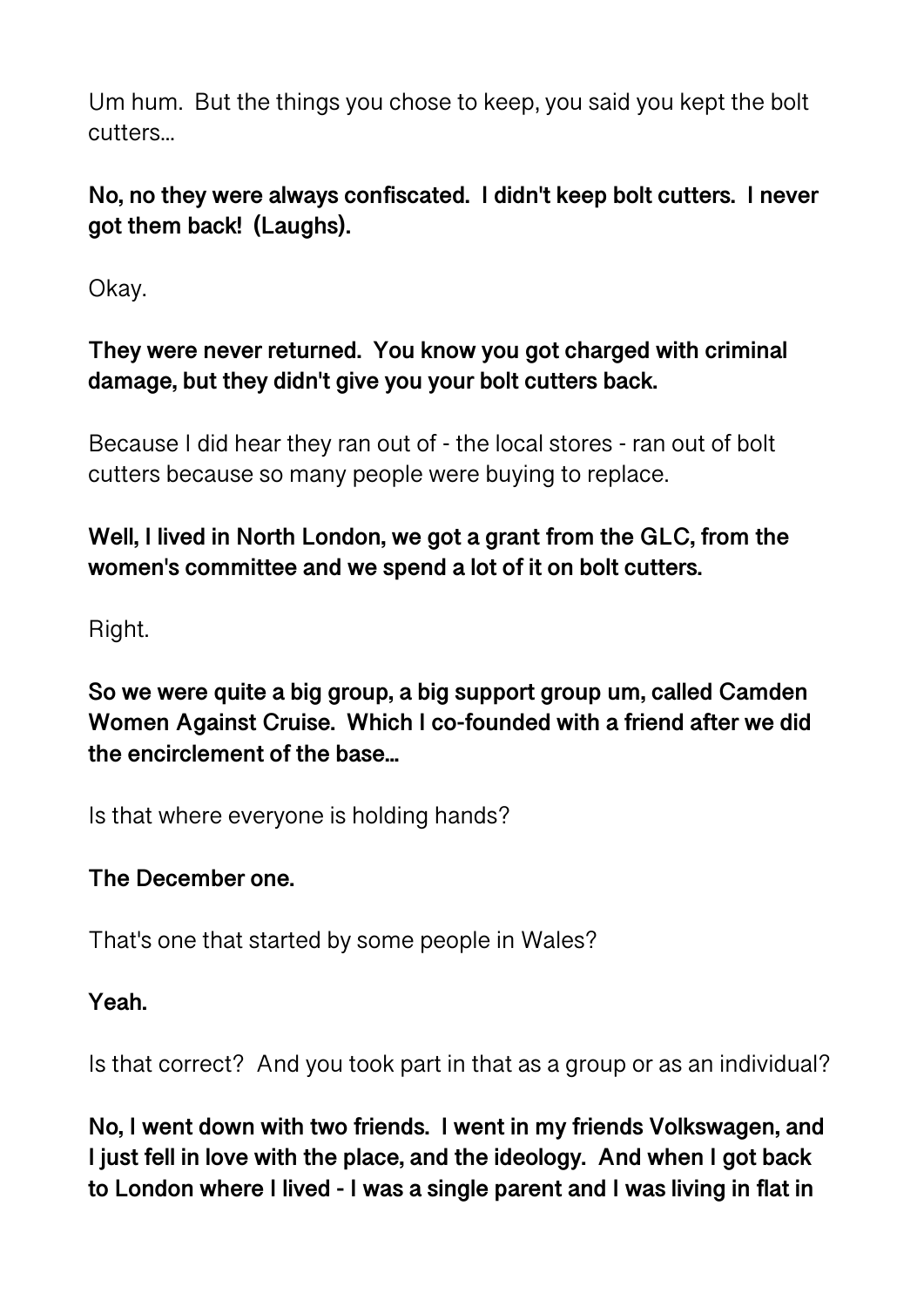Um hum.  But the things you chose to keep, you said you kept the bolt cutters...

**No, no they were always confiscated.  I didn't keep bolt cutters.  I never got them back!  (Laughs).**

Okay.

**They were never returned.  You know you got charged with criminal damage, but they didn't give you your bolt cutters back.**

Because I did hear they ran out of - the local stores - ran out of bolt cutters because so many people were buying to replace.

**Well, I lived in North London, we got a grant from the GLC, from the women's committee and we spend a lot of it on bolt cutters.**

Right.

**So we were quite a big group, a big support group um, called Camden Women Against Cruise.  Which I co-founded with a friend after we did the encirclement of the base...**

Is that where everyone is holding hands?

**The December one.**

That's one that started by some people in Wales?

**Yeah.**

Is that correct?  And you took part in that as a group or as an individual?

**No, I went down with two friends.  I went in my friends Volkswagen, and I just fell in love with the place, and the ideology.  And when I got back to London where I lived - I was a single parent and I was living in flat in**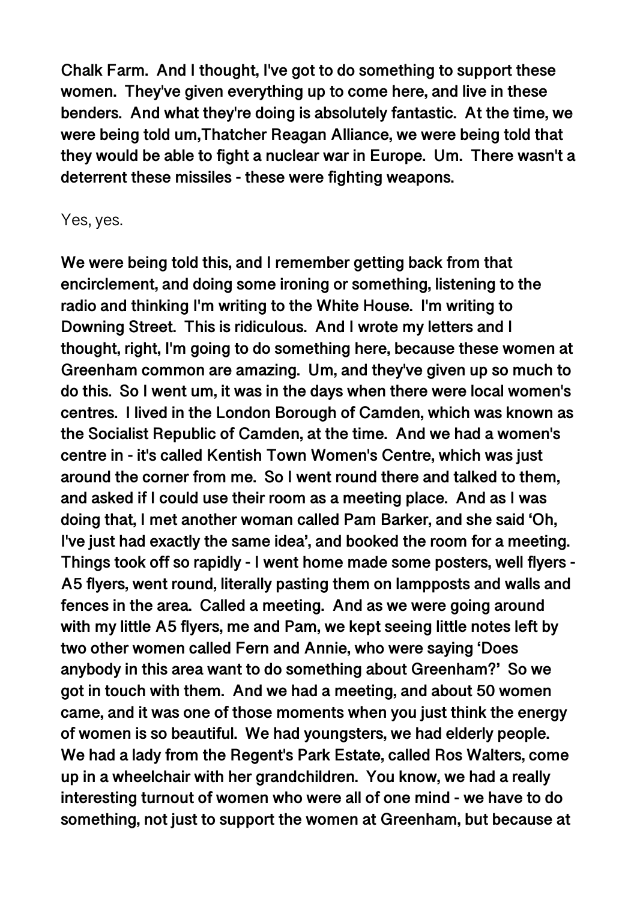**Chalk Farm. And I thought, I've got to do something to support these women. They've given everything up to come here, and live in these benders. And what they're doing is absolutely fantastic. At the time, we were being told um,Thatcher Reagan Alliance, we were being told that they would be able to fight a nuclear war in Europe. Um. There wasn't a deterrent these missiles - these were fighting weapons.**

Yes, yes.

**We were being told this, and I remember getting back from that encirclement, and doing some ironing or something, listening to the radio and thinking I'm writing to the White House. I'm writing to Downing Street. This is ridiculous. And I wrote my letters and I thought, right, I'm going to do something here, because these women at Greenham common are amazing. Um, and they've given up so much to do this. So I went um, it was in the days when there were local women's centres. I lived in the London Borough of Camden, which was known as the Socialist Republic of Camden, at the time. And we had a women's centre in - it's called Kentish Town Women's Centre, which was just around the corner from me. So I went round there and talked to them, and asked if I could use their room as a meeting place. And as I was doing that, I met another woman called Pam Barker, and she said 'Oh, I've just had exactly the same idea', and booked the room for a meeting. Things took off so rapidly - I went home made some posters, well flyers - A5 flyers, went round, literally pasting them on lampposts and walls and fences in the area. Called a meeting. And as we were going around with my little A5 flyers, me and Pam, we kept seeing little notes left by two other women called Fern and Annie, who were saying 'Does anybody in this area want to do something about Greenham?' So we got in touch with them. And we had a meeting, and about 50 women came, and it was one of those moments when you just think the energy of women is so beautiful. We had youngsters, we had elderly people. We had a lady from the Regent's Park Estate, called Ros Walters, come up in a wheelchair with her grandchildren. You know, we had a really interesting turnout of women who were all of one mind - we have to do something, not just to support the women at Greenham, but because at**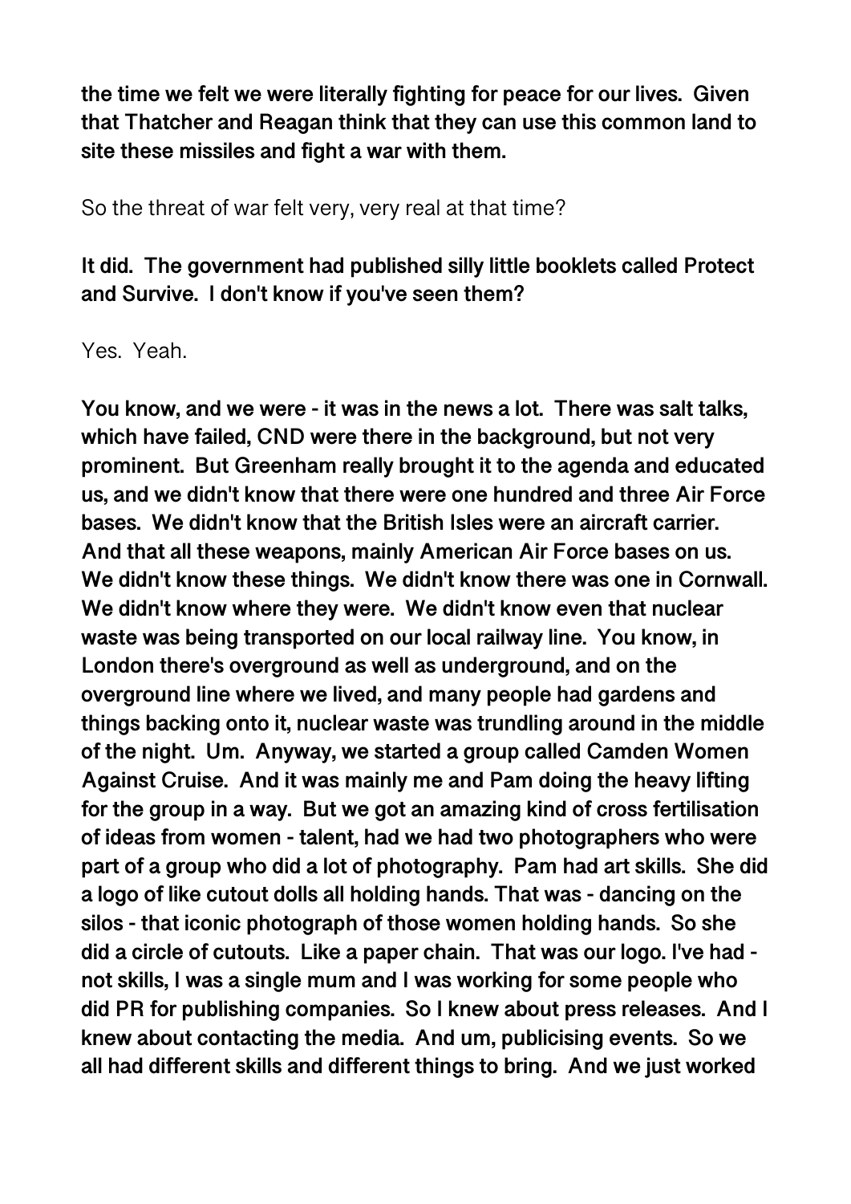**the time we felt we were literally fighting for peace for our lives. Given that Thatcher and Reagan think that they can use this common land to site these missiles and fight a war with them.**

So the threat of war felt very, very real at that time?

**It did. The government had published silly little booklets called Protect and Survive. I don't know if you've seen them?**

Yes. Yeah.

**You know, and we were - it was in the news a lot. There was salt talks, which have failed, CND were there in the background, but not very prominent. But Greenham really brought it to the agenda and educated us, and we didn't know that there were one hundred and three Air Force bases. We didn't know that the British Isles were an aircraft carrier. And that all these weapons, mainly American Air Force bases on us. We didn't know these things. We didn't know there was one in Cornwall. We didn't know where they were. We didn't know even that nuclear waste was being transported on our local railway line. You know, in London there's overground as well as underground, and on the overground line where we lived, and many people had gardens and things backing onto it, nuclear waste was trundling around in the middle of the night. Um. Anyway, we started a group called Camden Women Against Cruise. And it was mainly me and Pam doing the heavy lifting for the group in a way. But we got an amazing kind of cross fertilisation of ideas from women - talent, had we had two photographers who were part of a group who did a lot of photography. Pam had art skills. She did a logo of like cutout dolls all holding hands. That was - dancing on the silos - that iconic photograph of those women holding hands. So she did a circle of cutouts. Like a paper chain. That was our logo. I've had - not skills, I was a single mum and I was working for some people who did PR for publishing companies. So I knew about press releases. And I knew about contacting the media. And um, publicising events. So we all had different skills and different things to bring. And we just worked**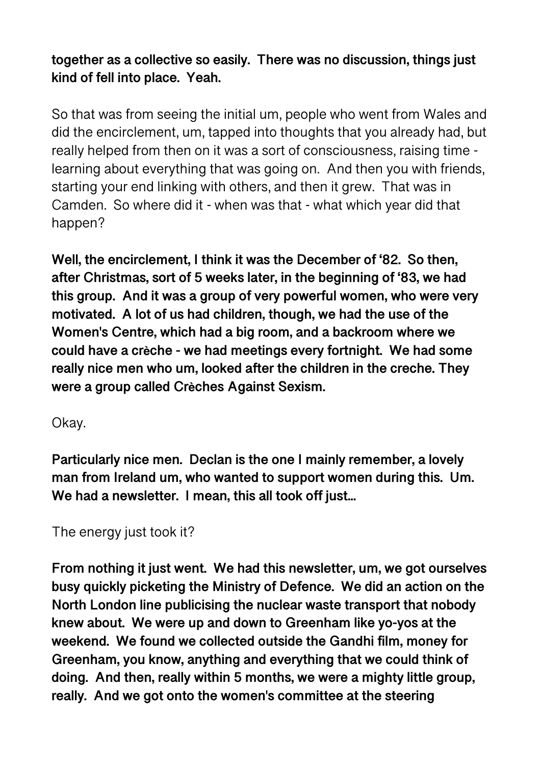**together as a collective so easily.  There was no discussion, things just kind of fell into place.  Yeah.**

So that was from seeing the initial um, people who went from Wales and did the encirclement, um, tapped into thoughts that you already had, but really helped from then on it was a sort of consciousness, raising time - learning about everything that was going on.  And then you with friends, starting your end linking with others, and then it grew.  That was in Camden.  So where did it - when was that - what which year did that happen?

**Well, the encirclement, I think it was the December of '82.  So then, after Christmas, sort of 5 weeks later, in the beginning of '83, we had this group.  And it was a group of very powerful women, who were very motivated.  A lot of us had children, though, we had the use of the Women's Centre, which had a big room, and a backroom where we could have a crèche - we had meetings every fortnight.  We had some really nice men who um, looked after the children in the creche. They were a group called Crèches Against Sexism.**

Okay.

**Particularly nice men.  Declan is the one I mainly remember, a lovely man from Ireland um, who wanted to support women during this.  Um. We had a newsletter.  I mean, this all took off just...**

The energy just took it?

**From nothing it just went.  We had this newsletter, um, we got ourselves busy quickly picketing the Ministry of Defence.  We did an action on the North London line publicising the nuclear waste transport that nobody knew about.  We were up and down to Greenham like yo-yos at the weekend.  We found we collected outside the Gandhi film, money for Greenham, you know, anything and everything that we could think of doing.  And then, really within 5 months, we were a mighty little group, really.  And we got onto the women's committee at the steering**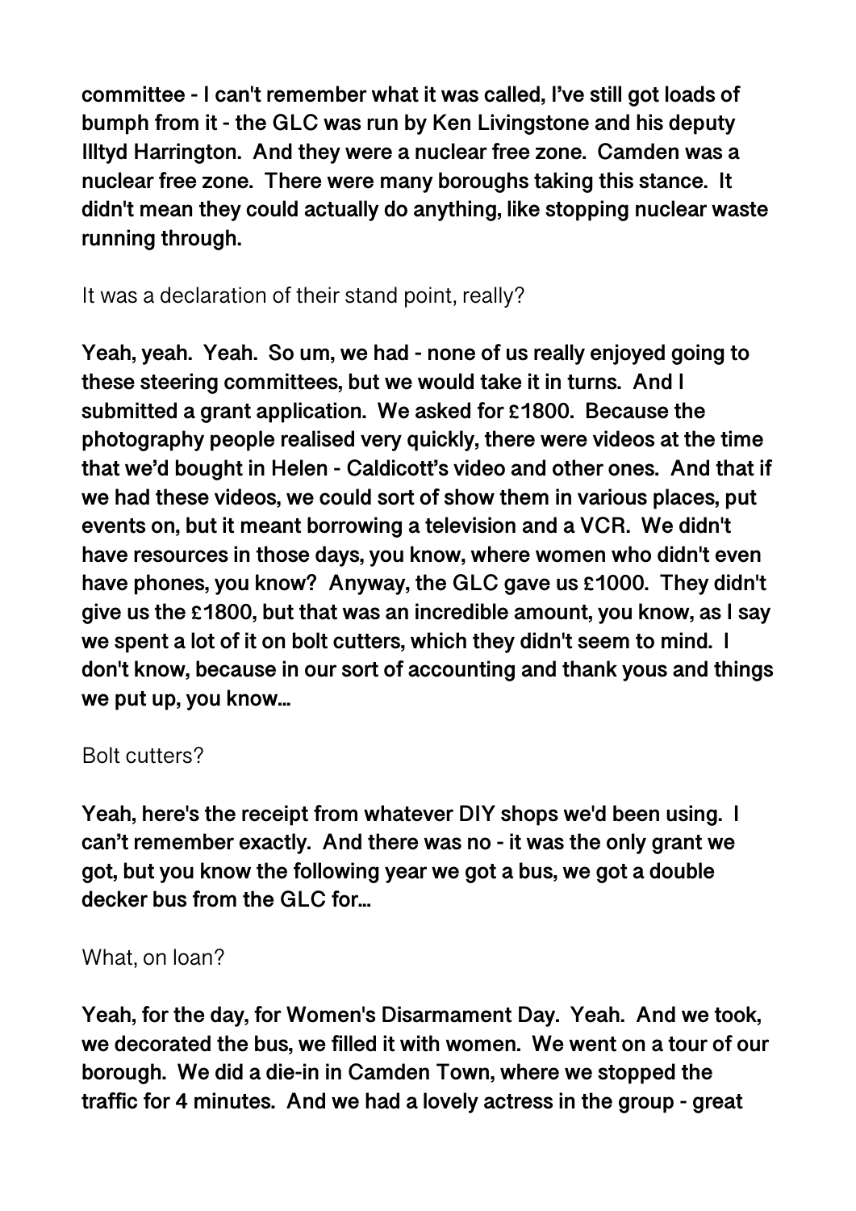**committee - I can't remember what it was called, I've still got loads of bumph from it - the GLC was run by Ken Livingstone and his deputy Illtyd Harrington. And they were a nuclear free zone. Camden was a nuclear free zone. There were many boroughs taking this stance. It didn't mean they could actually do anything, like stopping nuclear waste running through.**

It was a declaration of their stand point, really?

**Yeah, yeah. Yeah. So um, we had - none of us really enjoyed going to these steering committees, but we would take it in turns. And I submitted a grant application. We asked for £1800. Because the photography people realised very quickly, there were videos at the time that we'd bought in Helen - Caldicott's video and other ones. And that if we had these videos, we could sort of show them in various places, put events on, but it meant borrowing a television and a VCR. We didn't have resources in those days, you know, where women who didn't even have phones, you know? Anyway, the GLC gave us £1000. They didn't give us the £1800, but that was an incredible amount, you know, as I say we spent a lot of it on bolt cutters, which they didn't seem to mind. I don't know, because in our sort of accounting and thank yous and things we put up, you know…**

Bolt cutters?

**Yeah, here's the receipt from whatever DIY shops we'd been using. I can't remember exactly. And there was no - it was the only grant we got, but you know the following year we got a bus, we got a double decker bus from the GLC for…**

What, on loan?

**Yeah, for the day, for Women's Disarmament Day. Yeah. And we took, we decorated the bus, we filled it with women. We went on a tour of our borough. We did a die-in in Camden Town, where we stopped the traffic for 4 minutes. And we had a lovely actress in the group - great**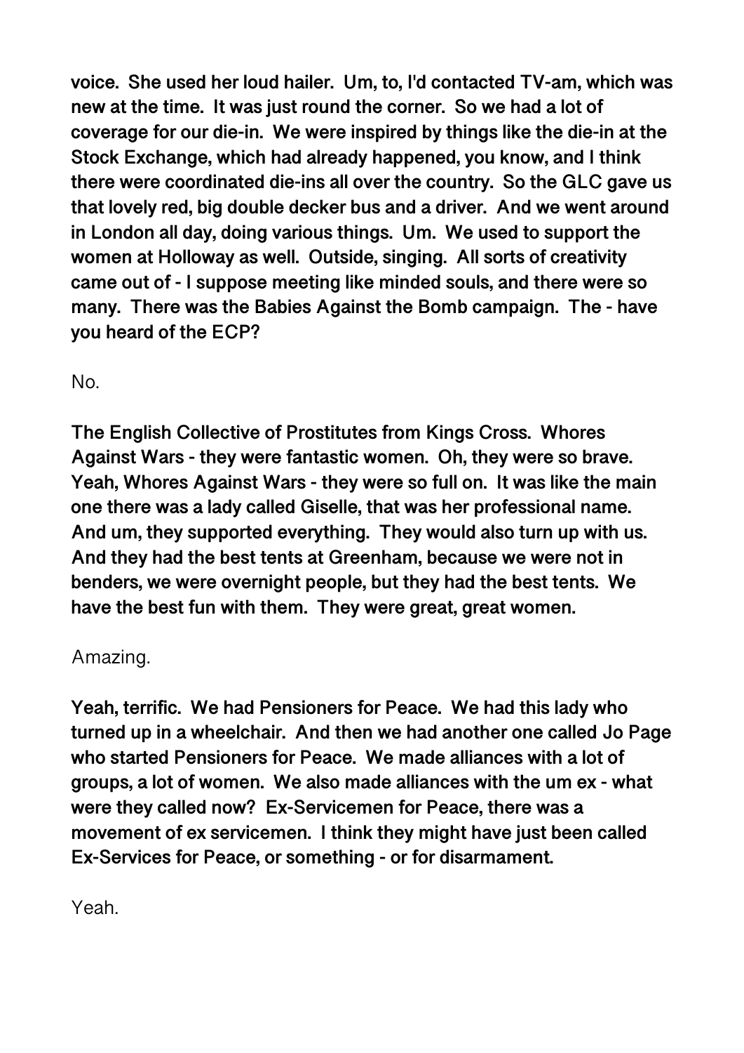**voice. She used her loud hailer. Um, to, I'd contacted TV-am, which was new at the time. It was just round the corner. So we had a lot of coverage for our die-in. We were inspired by things like the die-in at the Stock Exchange, which had already happened, you know, and I think there were coordinated die-ins all over the country. So the GLC gave us that lovely red, big double decker bus and a driver. And we went around in London all day, doing various things. Um. We used to support the women at Holloway as well. Outside, singing. All sorts of creativity came out of - I suppose meeting like minded souls, and there were so many. There was the Babies Against the Bomb campaign. The - have you heard of the ECP?**

No.

**The English Collective of Prostitutes from Kings Cross. Whores Against Wars - they were fantastic women. Oh, they were so brave. Yeah, Whores Against Wars - they were so full on. It was like the main one there was a lady called Giselle, that was her professional name. And um, they supported everything. They would also turn up with us. And they had the best tents at Greenham, because we were not in benders, we were overnight people, but they had the best tents. We have the best fun with them. They were great, great women.**

Amazing.

**Yeah, terrific. We had Pensioners for Peace. We had this lady who turned up in a wheelchair. And then we had another one called Jo Page who started Pensioners for Peace. We made alliances with a lot of groups, a lot of women. We also made alliances with the um ex - what were they called now? Ex-Servicemen for Peace, there was a movement of ex servicemen. I think they might have just been called Ex-Services for Peace, or something - or for disarmament.**

Yeah.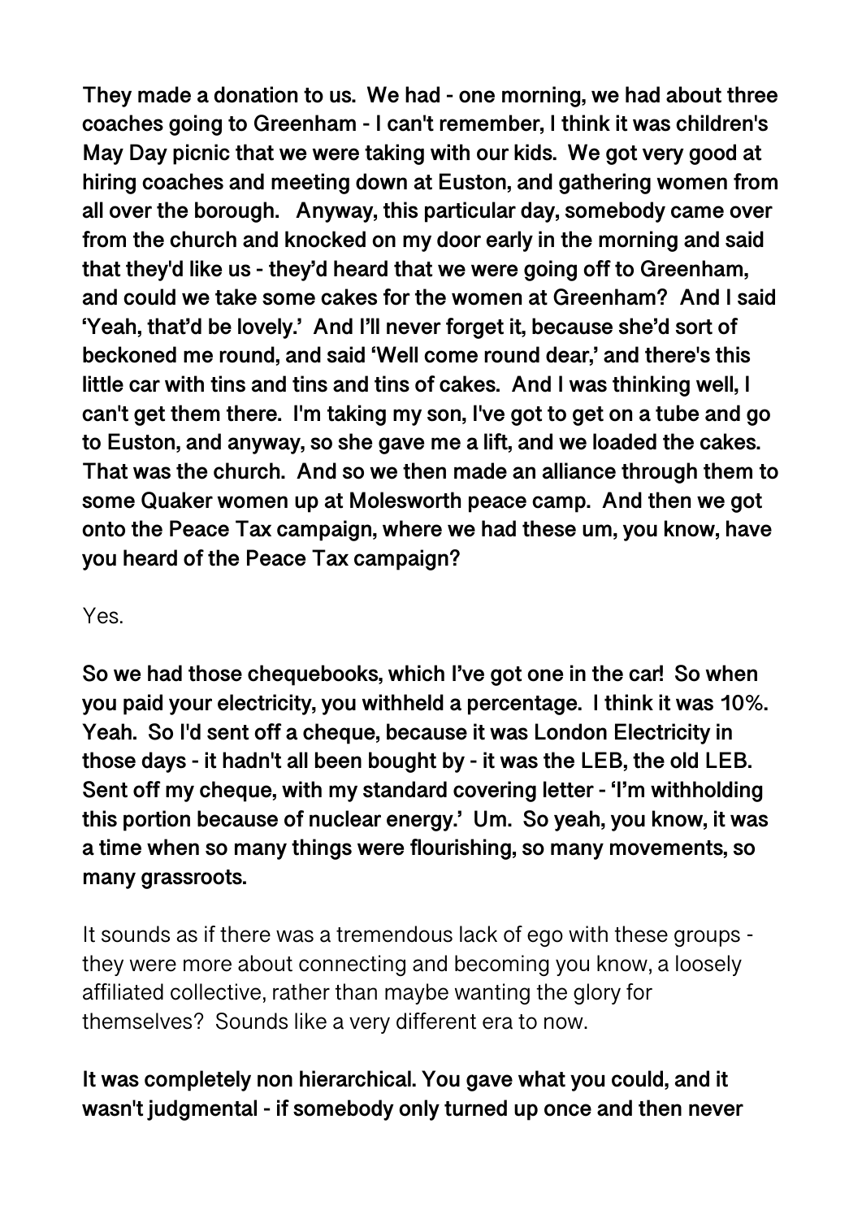**They made a donation to us. We had - one morning, we had about three coaches going to Greenham - I can't remember, I think it was children's May Day picnic that we were taking with our kids. We got very good at hiring coaches and meeting down at Euston, and gathering women from all over the borough. Anyway, this particular day, somebody came over from the church and knocked on my door early in the morning and said that they'd like us - they'd heard that we were going off to Greenham, and could we take some cakes for the women at Greenham? And I said 'Yeah, that'd be lovely.' And I'll never forget it, because she'd sort of beckoned me round, and said 'Well come round dear,' and there's this little car with tins and tins and tins of cakes. And I was thinking well, I can't get them there. I'm taking my son, I've got to get on a tube and go to Euston, and anyway, so she gave me a lift, and we loaded the cakes. That was the church. And so we then made an alliance through them to some Quaker women up at Molesworth peace camp. And then we got onto the Peace Tax campaign, where we had these um, you know, have you heard of the Peace Tax campaign?**

Yes.

**So we had those chequebooks, which I've got one in the car! So when you paid your electricity, you withheld a percentage. I think it was 10%. Yeah. So I'd sent off a cheque, because it was London Electricity in those days - it hadn't all been bought by - it was the LEB, the old LEB. Sent off my cheque, with my standard covering letter - 'I'm withholding this portion because of nuclear energy.' Um. So yeah, you know, it was a time when so many things were flourishing, so many movements, so many grassroots.**

It sounds as if there was a tremendous lack of ego with these groups - they were more about connecting and becoming you know, a loosely affiliated collective, rather than maybe wanting the glory for themselves? Sounds like a very different era to now.

**It was completely non hierarchical. You gave what you could, and it wasn't judgmental - if somebody only turned up once and then never**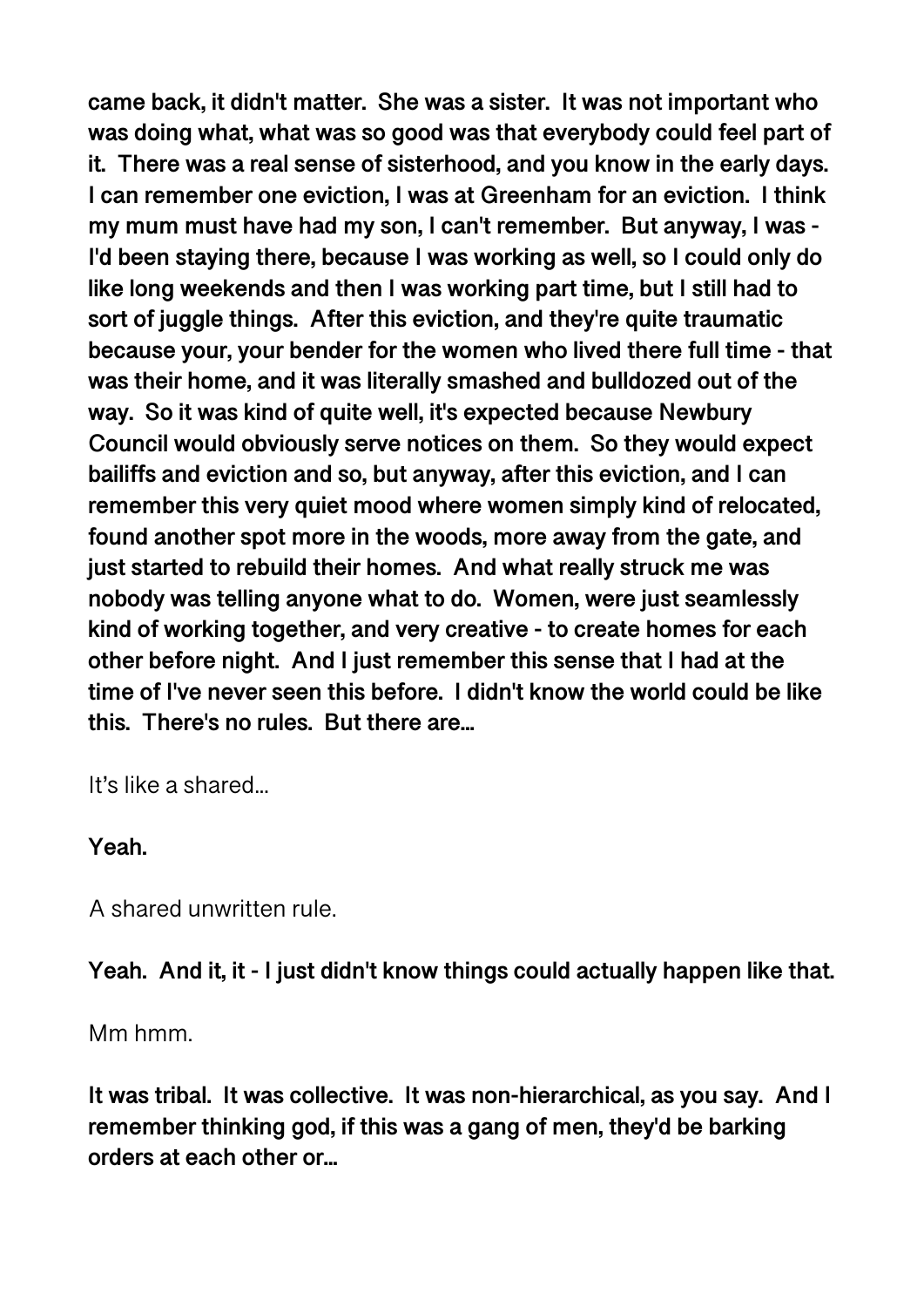**came back, it didn't matter. She was a sister. It was not important who was doing what, what was so good was that everybody could feel part of it. There was a real sense of sisterhood, and you know in the early days. I can remember one eviction, I was at Greenham for an eviction. I think my mum must have had my son, I can't remember. But anyway, I was - I'd been staying there, because I was working as well, so I could only do like long weekends and then I was working part time, but I still had to sort of juggle things. After this eviction, and they're quite traumatic because your, your bender for the women who lived there full time - that was their home, and it was literally smashed and bulldozed out of the way. So it was kind of quite well, it's expected because Newbury Council would obviously serve notices on them. So they would expect bailiffs and eviction and so, but anyway, after this eviction, and I can remember this very quiet mood where women simply kind of relocated, found another spot more in the woods, more away from the gate, and just started to rebuild their homes. And what really struck me was nobody was telling anyone what to do. Women, were just seamlessly kind of working together, and very creative - to create homes for each other before night. And I just remember this sense that I had at the time of I've never seen this before. I didn't know the world could be like this. There's no rules. But there are...**

It's like a shared...

**Yeah.**

A shared unwritten rule.

**Yeah. And it, it - I just didn't know things could actually happen like that.**

Mm hmm.

**It was tribal. It was collective. It was non-hierarchical, as you say. And I remember thinking god, if this was a gang of men, they'd be barking orders at each other or...**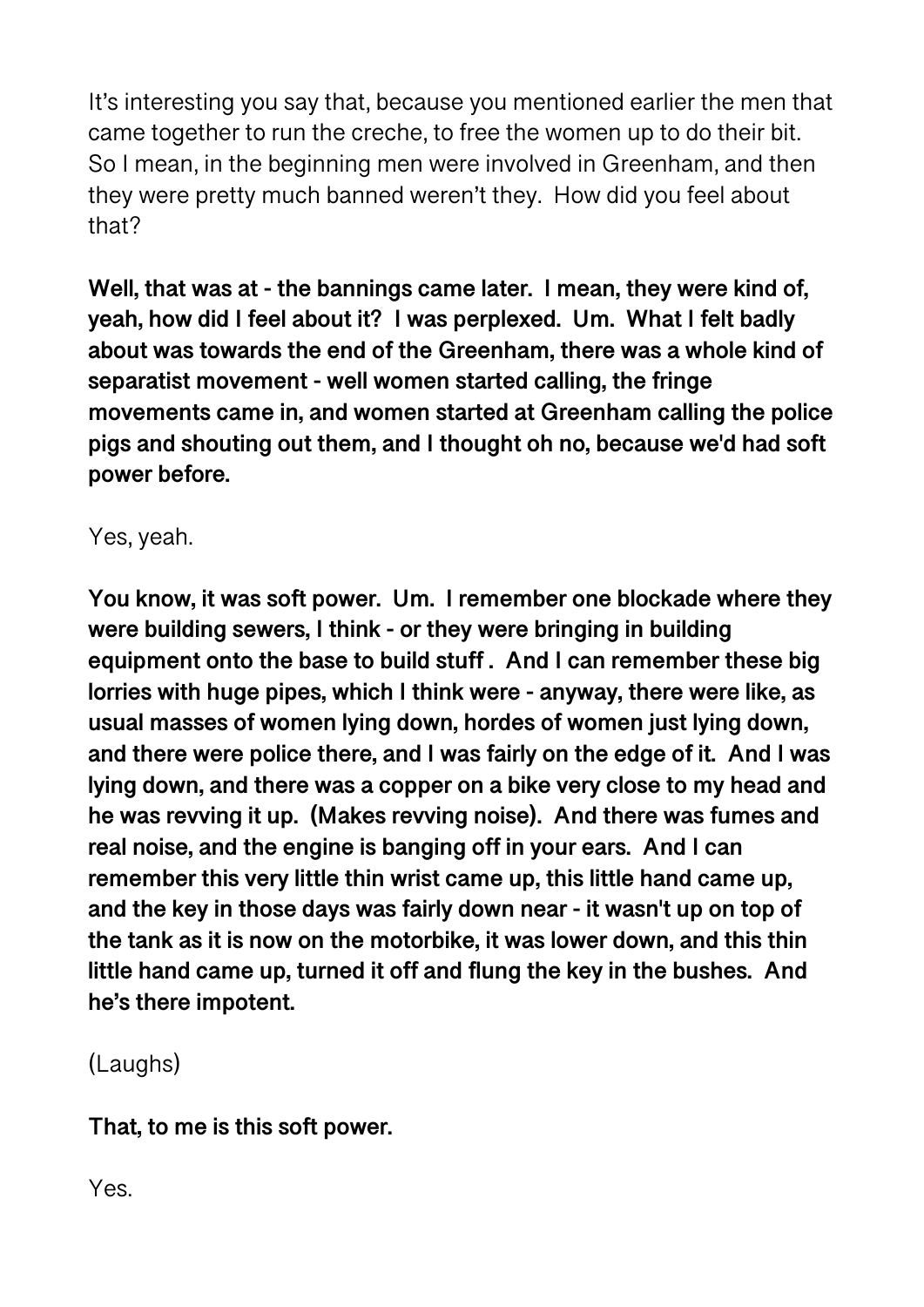It's interesting you say that, because you mentioned earlier the men that came together to run the creche, to free the women up to do their bit. So I mean, in the beginning men were involved in Greenham, and then they were pretty much banned weren't they. How did you feel about that?

**Well, that was at - the bannings came later. I mean, they were kind of, yeah, how did I feel about it? I was perplexed. Um. What I felt badly about was towards the end of the Greenham, there was a whole kind of separatist movement - well women started calling, the fringe movements came in, and women started at Greenham calling the police pigs and shouting out them, and I thought oh no, because we'd had soft power before.**

Yes, yeah.

**You know, it was soft power. Um. I remember one blockade where they were building sewers, I think - or they were bringing in building equipment onto the base to build stuff . And I can remember these big lorries with huge pipes, which I think were - anyway, there were like, as usual masses of women lying down, hordes of women just lying down, and there were police there, and I was fairly on the edge of it. And I was lying down, and there was a copper on a bike very close to my head and he was revving it up. (Makes revving noise). And there was fumes and real noise, and the engine is banging off in your ears. And I can remember this very little thin wrist came up, this little hand came up, and the key in those days was fairly down near - it wasn't up on top of the tank as it is now on the motorbike, it was lower down, and this thin little hand came up, turned it off and flung the key in the bushes. And he's there impotent.**

(Laughs)

**That, to me is this soft power.**

Yes.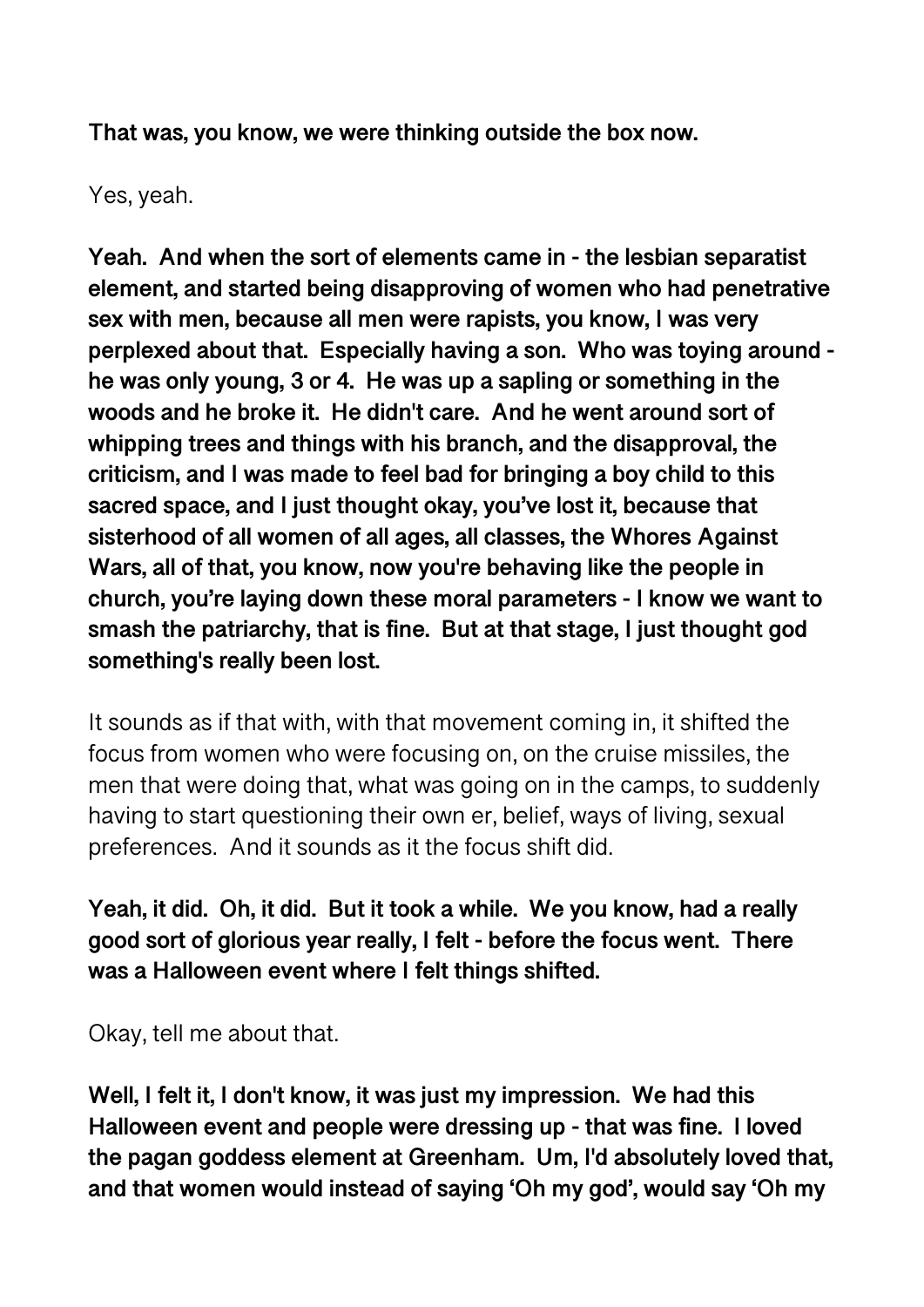**That was, you know, we were thinking outside the box now.**

Yes, yeah.

**Yeah. And when the sort of elements came in - the lesbian separatist element, and started being disapproving of women who had penetrative sex with men, because all men were rapists, you know, I was very perplexed about that. Especially having a son. Who was toying around - he was only young, 3 or 4. He was up a sapling or something in the woods and he broke it. He didn't care. And he went around sort of whipping trees and things with his branch, and the disapproval, the criticism, and I was made to feel bad for bringing a boy child to this sacred space, and I just thought okay, you've lost it, because that sisterhood of all women of all ages, all classes, the Whores Against Wars, all of that, you know, now you're behaving like the people in church, you're laying down these moral parameters - I know we want to smash the patriarchy, that is fine. But at that stage, I just thought god something's really been lost.**

It sounds as if that with, with that movement coming in, it shifted the focus from women who were focusing on, on the cruise missiles, the men that were doing that, what was going on in the camps, to suddenly having to start questioning their own er, belief, ways of living, sexual preferences. And it sounds as it the focus shift did.

**Yeah, it did. Oh, it did. But it took a while. We you know, had a really good sort of glorious year really, I felt - before the focus went. There was a Halloween event where I felt things shifted.**

Okay, tell me about that.

**Well, I felt it, I don't know, it was just my impression. We had this Halloween event and people were dressing up - that was fine. I loved the pagan goddess element at Greenham. Um, I'd absolutely loved that, and that women would instead of saying 'Oh my god', would say 'Oh my**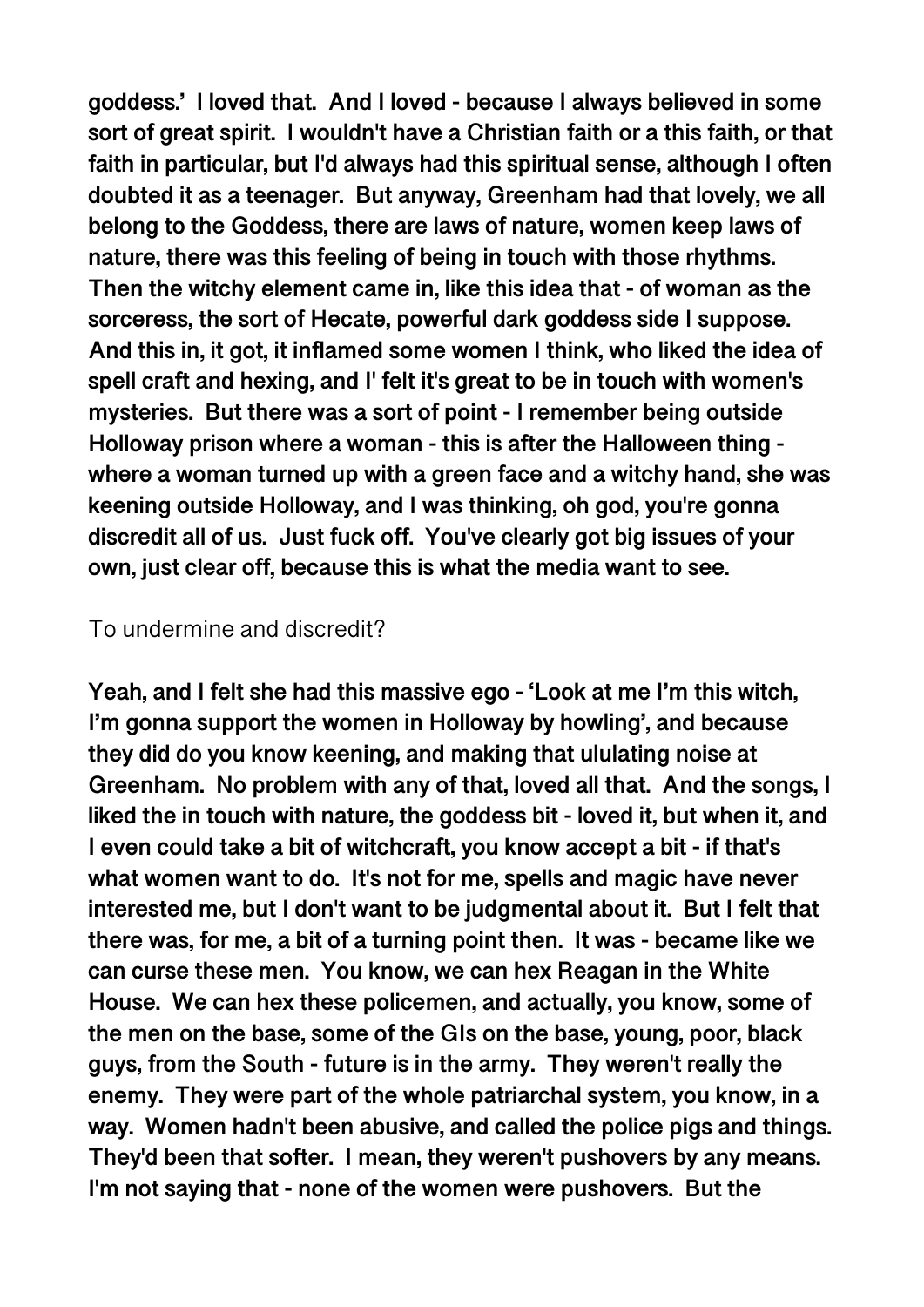**goddess.' I loved that. And I loved - because I always believed in some sort of great spirit. I wouldn't have a Christian faith or a this faith, or that faith in particular, but I'd always had this spiritual sense, although I often doubted it as a teenager. But anyway, Greenham had that lovely, we all belong to the Goddess, there are laws of nature, women keep laws of nature, there was this feeling of being in touch with those rhythms. Then the witchy element came in, like this idea that - of woman as the sorceress, the sort of Hecate, powerful dark goddess side I suppose. And this in, it got, it inflamed some women I think, who liked the idea of spell craft and hexing, and I' felt it's great to be in touch with women's mysteries. But there was a sort of point - I remember being outside Holloway prison where a woman - this is after the Halloween thing - where a woman turned up with a green face and a witchy hand, she was keening outside Holloway, and I was thinking, oh god, you're gonna discredit all of us. Just fuck off. You've clearly got big issues of your own, just clear off, because this is what the media want to see.**

To undermine and discredit?

**Yeah, and I felt she had this massive ego - 'Look at me I'm this witch, I'm gonna support the women in Holloway by howling', and because they did do you know keening, and making that ululating noise at Greenham. No problem with any of that, loved all that. And the songs, I liked the in touch with nature, the goddess bit - loved it, but when it, and I even could take a bit of witchcraft, you know accept a bit - if that's what women want to do. It's not for me, spells and magic have never interested me, but I don't want to be judgmental about it. But I felt that there was, for me, a bit of a turning point then. It was - became like we can curse these men. You know, we can hex Reagan in the White House. We can hex these policemen, and actually, you know, some of the men on the base, some of the GIs on the base, young, poor, black guys, from the South - future is in the army. They weren't really the enemy. They were part of the whole patriarchal system, you know, in a way. Women hadn't been abusive, and called the police pigs and things. They'd been that softer. I mean, they weren't pushovers by any means. I'm not saying that - none of the women were pushovers. But the**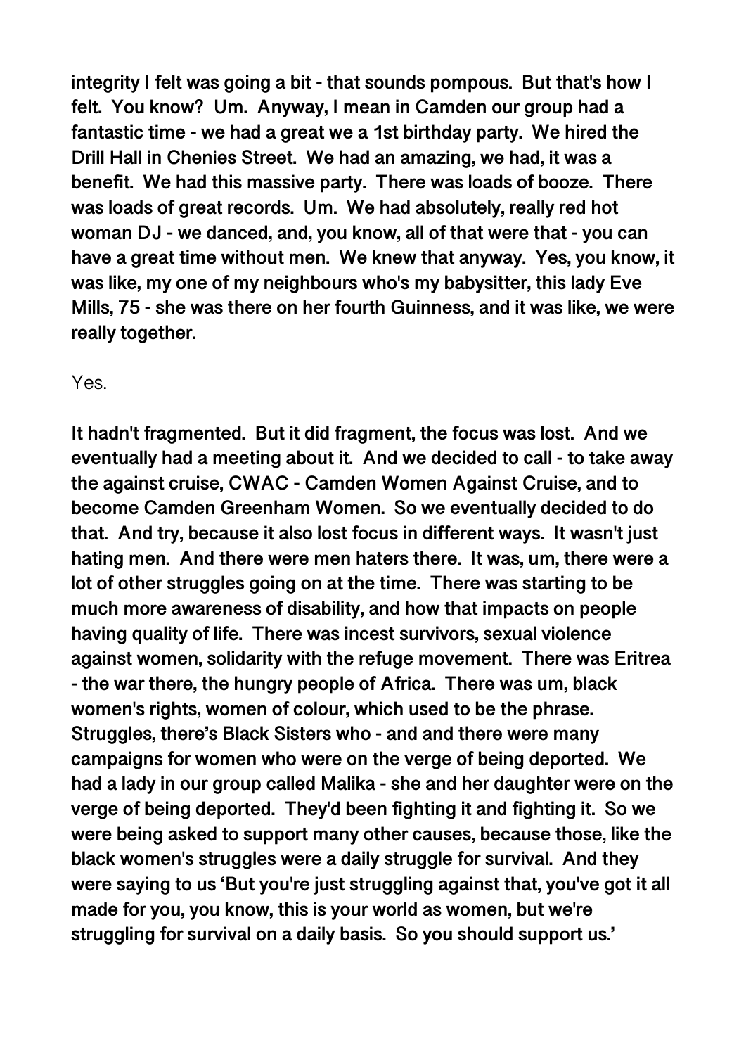**integrity I felt was going a bit - that sounds pompous. But that's how I felt. You know? Um. Anyway, I mean in Camden our group had a fantastic time - we had a great we a 1st birthday party. We hired the Drill Hall in Chenies Street. We had an amazing, we had, it was a benefit. We had this massive party. There was loads of booze. There was loads of great records. Um. We had absolutely, really red hot woman DJ - we danced, and, you know, all of that were that - you can have a great time without men. We knew that anyway. Yes, you know, it was like, my one of my neighbours who's my babysitter, this lady Eve Mills, 75 - she was there on her fourth Guinness, and it was like, we were really together.**

Yes.

**It hadn't fragmented. But it did fragment, the focus was lost. And we eventually had a meeting about it. And we decided to call - to take away the against cruise, CWAC - Camden Women Against Cruise, and to become Camden Greenham Women. So we eventually decided to do that. And try, because it also lost focus in different ways. It wasn't just hating men. And there were men haters there. It was, um, there were a lot of other struggles going on at the time. There was starting to be much more awareness of disability, and how that impacts on people having quality of life. There was incest survivors, sexual violence against women, solidarity with the refuge movement. There was Eritrea - the war there, the hungry people of Africa. There was um, black women's rights, women of colour, which used to be the phrase. Struggles, there's Black Sisters who - and and there were many campaigns for women who were on the verge of being deported. We had a lady in our group called Malika - she and her daughter were on the verge of being deported. They'd been fighting it and fighting it. So we were being asked to support many other causes, because those, like the black women's struggles were a daily struggle for survival. And they were saying to us 'But you're just struggling against that, you've got it all made for you, you know, this is your world as women, but we're struggling for survival on a daily basis. So you should support us.'**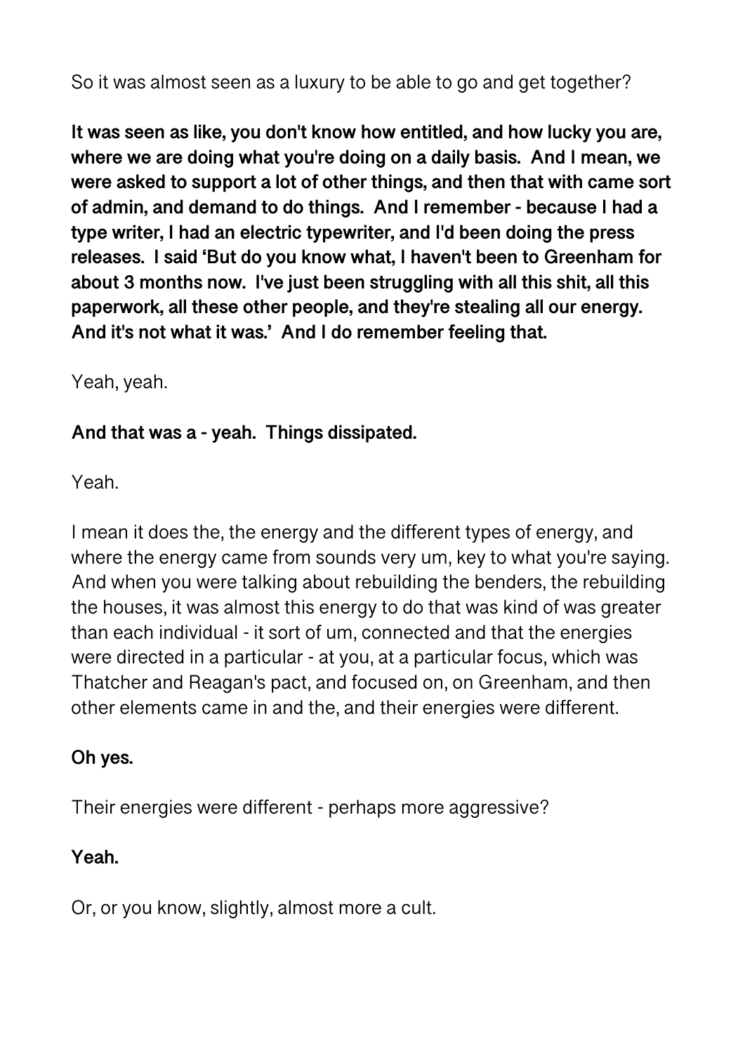So it was almost seen as a luxury to be able to go and get together?

**It was seen as like, you don't know how entitled, and how lucky you are, where we are doing what you're doing on a daily basis. And I mean, we were asked to support a lot of other things, and then that with came sort of admin, and demand to do things. And I remember - because I had a type writer, I had an electric typewriter, and I'd been doing the press releases. I said 'But do you know what, I haven't been to Greenham for about 3 months now. I've just been struggling with all this shit, all this paperwork, all these other people, and they're stealing all our energy. And it's not what it was.' And I do remember feeling that.**

Yeah, yeah.

**And that was a - yeah. Things dissipated.**

Yeah.

I mean it does the, the energy and the different types of energy, and where the energy came from sounds very um, key to what you're saying. And when you were talking about rebuilding the benders, the rebuilding the houses, it was almost this energy to do that was kind of was greater than each individual - it sort of um, connected and that the energies were directed in a particular - at you, at a particular focus, which was Thatcher and Reagan's pact, and focused on, on Greenham, and then other elements came in and the, and their energies were different.

**Oh yes.**

Their energies were different - perhaps more aggressive?

**Yeah.**

Or, or you know, slightly, almost more a cult.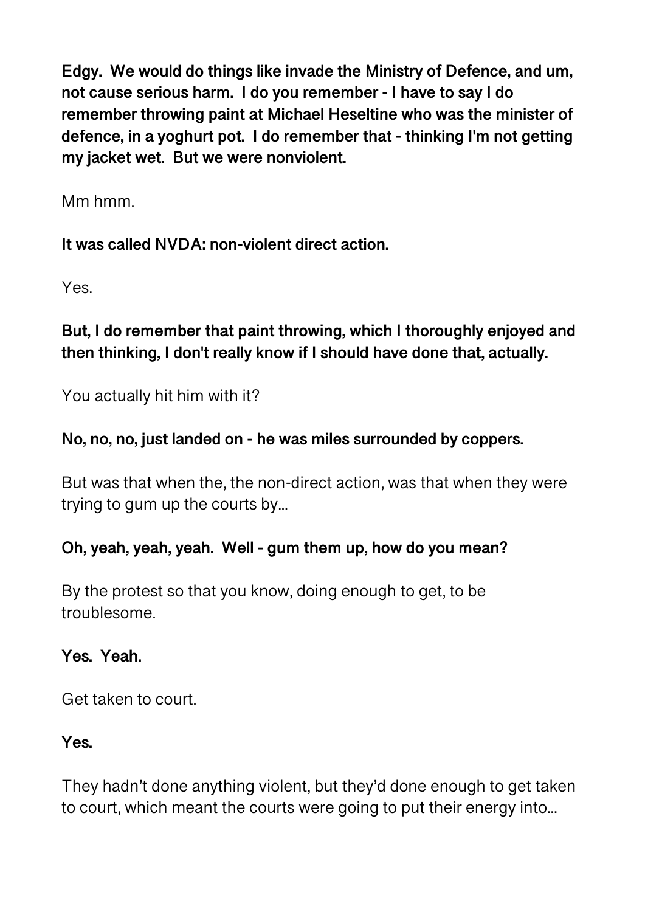**Edgy. We would do things like invade the Ministry of Defence, and um, not cause serious harm. I do you remember - I have to say I do remember throwing paint at Michael Heseltine who was the minister of defence, in a yoghurt pot. I do remember that - thinking I'm not getting my jacket wet. But we were nonviolent.**

Mm hmm.

**It was called NVDA: non-violent direct action.**

Yes.

**But, I do remember that paint throwing, which I thoroughly enjoyed and then thinking, I don't really know if I should have done that, actually.**

You actually hit him with it?

**No, no, no, just landed on - he was miles surrounded by coppers.**

But was that when the, the non-direct action, was that when they were trying to gum up the courts by…

**Oh, yeah, yeah, yeah. Well - gum them up, how do you mean?**

By the protest so that you know, doing enough to get, to be troublesome.

**Yes. Yeah.**

Get taken to court.

**Yes.**

They hadn't done anything violent, but they'd done enough to get taken to court, which meant the courts were going to put their energy into…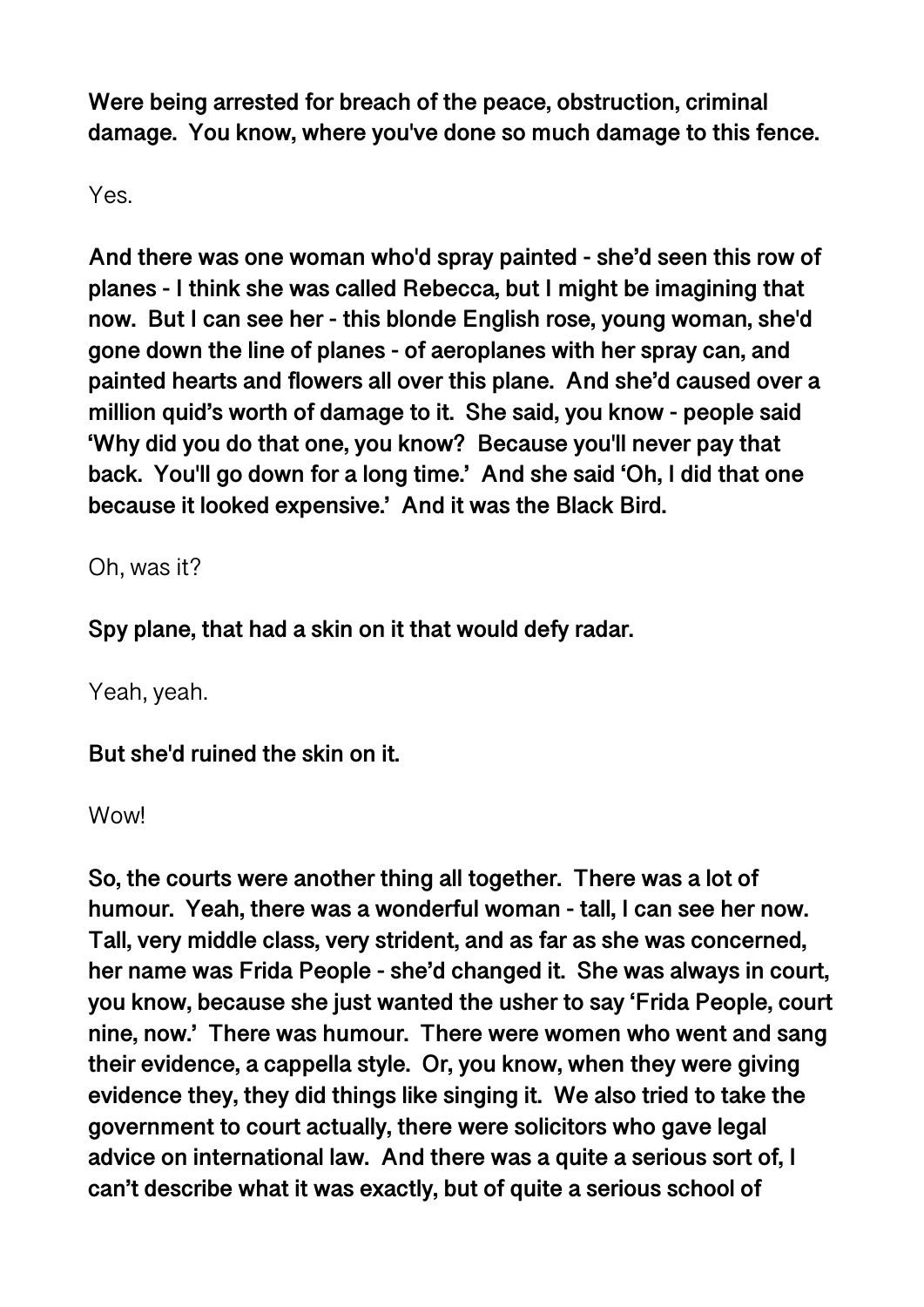**Were being arrested for breach of the peace, obstruction, criminal damage. You know, where you've done so much damage to this fence.**

Yes.

**And there was one woman who'd spray painted - she'd seen this row of planes - I think she was called Rebecca, but I might be imagining that now. But I can see her - this blonde English rose, young woman, she'd gone down the line of planes - of aeroplanes with her spray can, and painted hearts and flowers all over this plane. And she'd caused over a million quid's worth of damage to it. She said, you know - people said 'Why did you do that one, you know? Because you'll never pay that back. You'll go down for a long time.' And she said 'Oh, I did that one because it looked expensive.' And it was the Black Bird.**

Oh, was it?

**Spy plane, that had a skin on it that would defy radar.**

Yeah, yeah.

**But she'd ruined the skin on it.**

Wow!

**So, the courts were another thing all together. There was a lot of humour. Yeah, there was a wonderful woman - tall, I can see her now. Tall, very middle class, very strident, and as far as she was concerned, her name was Frida People - she'd changed it. She was always in court, you know, because she just wanted the usher to say 'Frida People, court nine, now.' There was humour. There were women who went and sang their evidence, a cappella style. Or, you know, when they were giving evidence they, they did things like singing it. We also tried to take the government to court actually, there were solicitors who gave legal advice on international law. And there was a quite a serious sort of, I can't describe what it was exactly, but of quite a serious school of**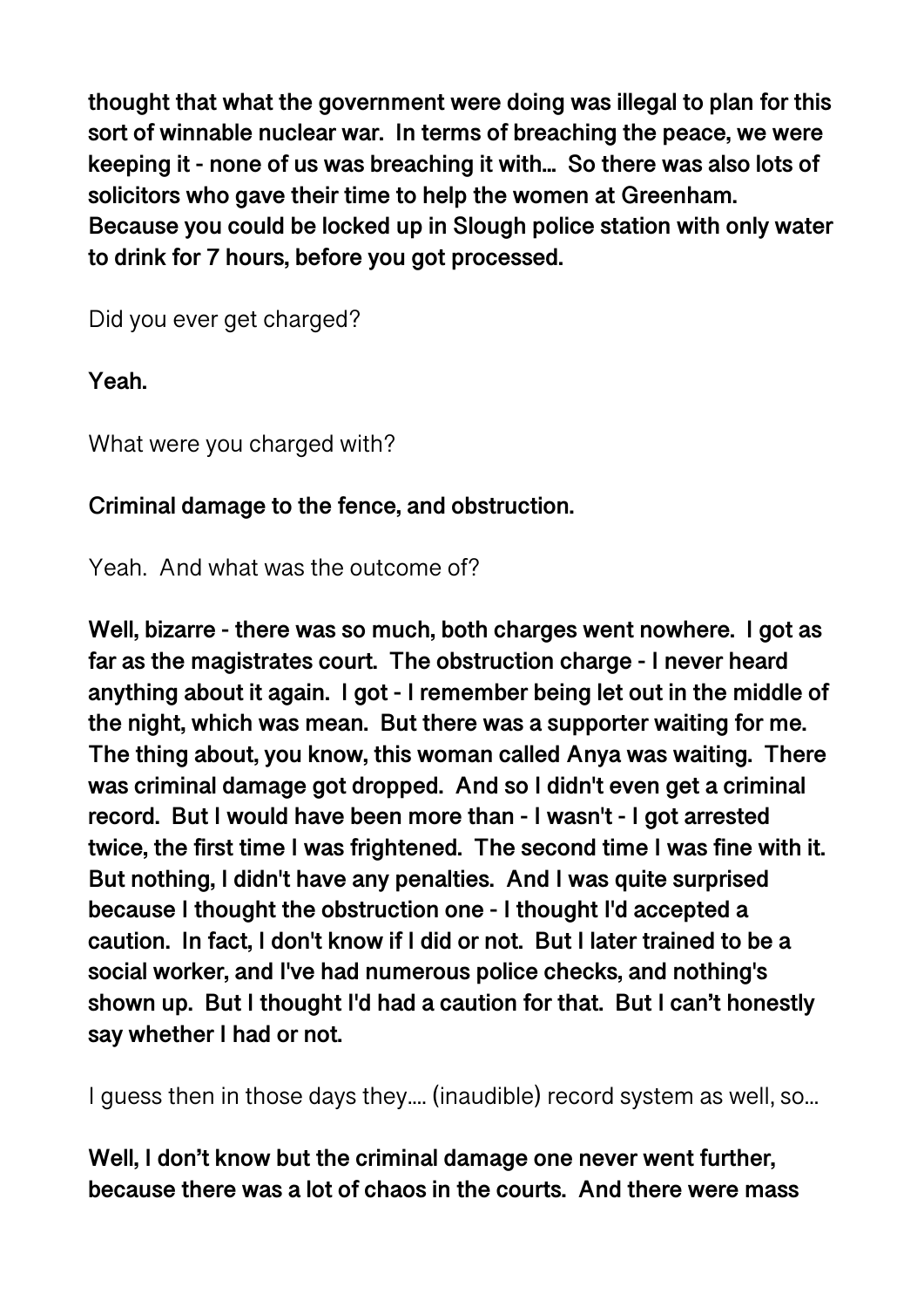**thought that what the government were doing was illegal to plan for this sort of winnable nuclear war. In terms of breaching the peace, we were keeping it - none of us was breaching it with… So there was also lots of solicitors who gave their time to help the women at Greenham. Because you could be locked up in Slough police station with only water to drink for 7 hours, before you got processed.**

Did you ever get charged?

**Yeah.**

What were you charged with?

**Criminal damage to the fence, and obstruction.**

Yeah. And what was the outcome of?

**Well, bizarre - there was so much, both charges went nowhere. I got as far as the magistrates court. The obstruction charge - I never heard anything about it again. I got - I remember being let out in the middle of the night, which was mean. But there was a supporter waiting for me. The thing about, you know, this woman called Anya was waiting. There was criminal damage got dropped. And so I didn't even get a criminal record. But I would have been more than - I wasn't - I got arrested twice, the first time I was frightened. The second time I was fine with it. But nothing, I didn't have any penalties. And I was quite surprised because I thought the obstruction one - I thought I'd accepted a caution. In fact, I don't know if I did or not. But I later trained to be a social worker, and I've had numerous police checks, and nothing's shown up. But I thought I'd had a caution for that. But I can't honestly say whether I had or not.**

I guess then in those days they…. (inaudible) record system as well, so…

**Well, I don't know but the criminal damage one never went further, because there was a lot of chaos in the courts. And there were mass**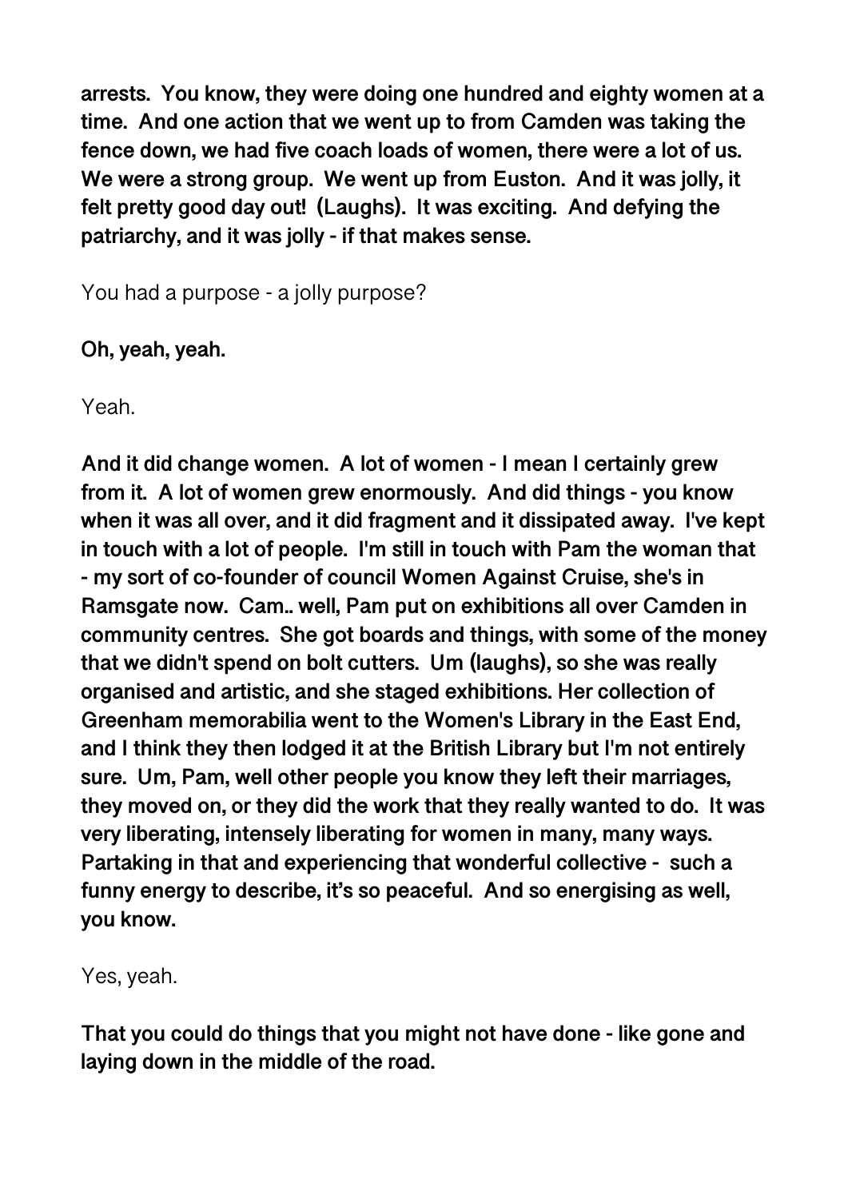**arrests. You know, they were doing one hundred and eighty women at a time. And one action that we went up to from Camden was taking the fence down, we had five coach loads of women, there were a lot of us. We were a strong group. We went up from Euston. And it was jolly, it felt pretty good day out! (Laughs). It was exciting. And defying the patriarchy, and it was jolly - if that makes sense.**

You had a purpose - a jolly purpose?

**Oh, yeah, yeah.**

Yeah.

**And it did change women. A lot of women - I mean I certainly grew from it. A lot of women grew enormously. And did things - you know when it was all over, and it did fragment and it dissipated away. I've kept in touch with a lot of people. I'm still in touch with Pam the woman that - my sort of co-founder of council Women Against Cruise, she's in Ramsgate now. Cam.. well, Pam put on exhibitions all over Camden in community centres. She got boards and things, with some of the money that we didn't spend on bolt cutters. Um (laughs), so she was really organised and artistic, and she staged exhibitions. Her collection of Greenham memorabilia went to the Women's Library in the East End, and I think they then lodged it at the British Library but I'm not entirely sure. Um, Pam, well other people you know they left their marriages, they moved on, or they did the work that they really wanted to do. It was very liberating, intensely liberating for women in many, many ways. Partaking in that and experiencing that wonderful collective - such a funny energy to describe, it's so peaceful. And so energising as well, you know.**

Yes, yeah.

**That you could do things that you might not have done - like gone and laying down in the middle of the road.**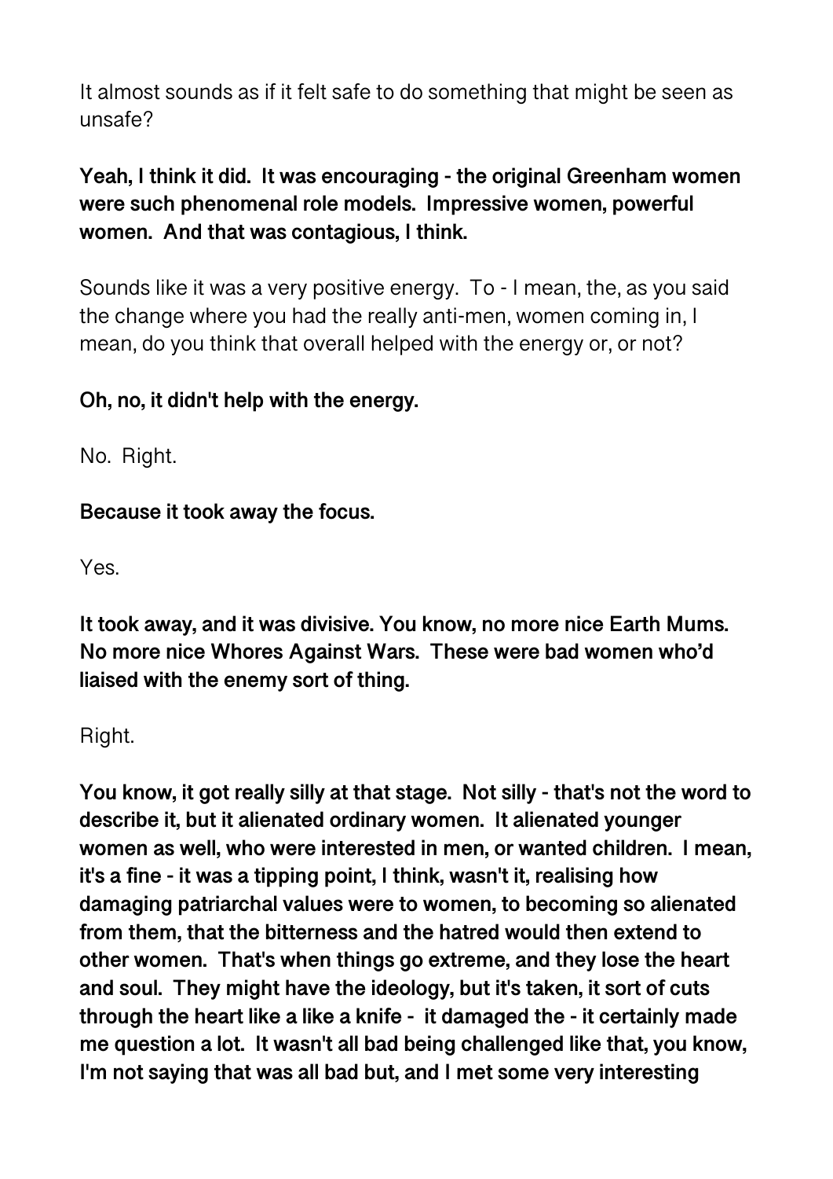It almost sounds as if it felt safe to do something that might be seen as unsafe?

**Yeah, I think it did. It was encouraging - the original Greenham women were such phenomenal role models. Impressive women, powerful women. And that was contagious, I think.**

Sounds like it was a very positive energy. To - I mean, the, as you said the change where you had the really anti-men, women coming in, I mean, do you think that overall helped with the energy or, or not?

**Oh, no, it didn't help with the energy.**

No. Right.

**Because it took away the focus.**

Yes.

**It took away, and it was divisive. You know, no more nice Earth Mums. No more nice Whores Against Wars. These were bad women who'd liaised with the enemy sort of thing.**

Right.

**You know, it got really silly at that stage. Not silly - that's not the word to describe it, but it alienated ordinary women. It alienated younger women as well, who were interested in men, or wanted children. I mean, it's a fine - it was a tipping point, I think, wasn't it, realising how damaging patriarchal values were to women, to becoming so alienated from them, that the bitterness and the hatred would then extend to other women. That's when things go extreme, and they lose the heart and soul. They might have the ideology, but it's taken, it sort of cuts through the heart like a like a knife - it damaged the - it certainly made me question a lot. It wasn't all bad being challenged like that, you know, I'm not saying that was all bad but, and I met some very interesting**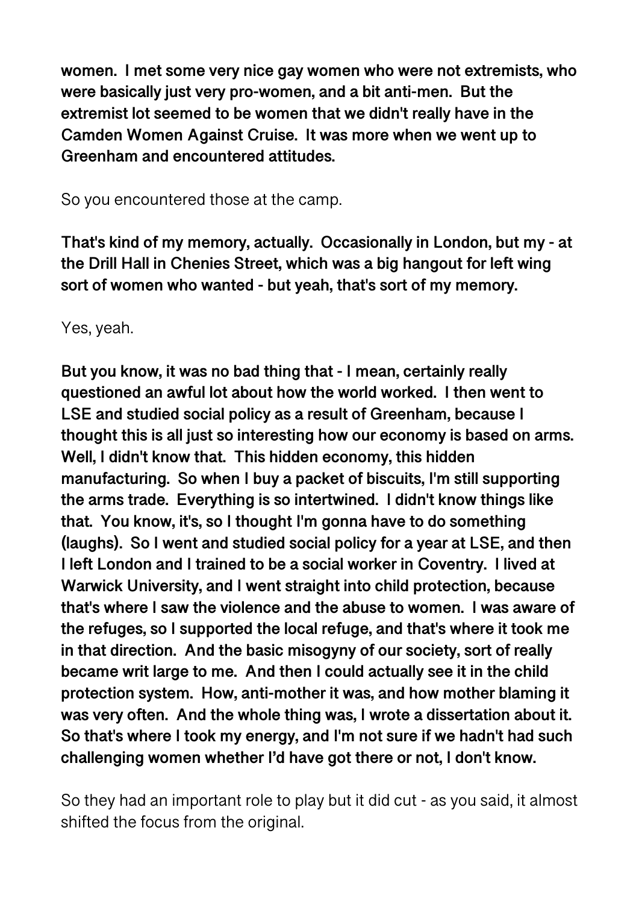**women. I met some very nice gay women who were not extremists, who were basically just very pro-women, and a bit anti-men. But the extremist lot seemed to be women that we didn't really have in the Camden Women Against Cruise. It was more when we went up to Greenham and encountered attitudes.**

So you encountered those at the camp.

**That's kind of my memory, actually. Occasionally in London, but my - at the Drill Hall in Chenies Street, which was a big hangout for left wing sort of women who wanted - but yeah, that's sort of my memory.**

Yes, yeah.

**But you know, it was no bad thing that - I mean, certainly really questioned an awful lot about how the world worked. I then went to LSE and studied social policy as a result of Greenham, because I thought this is all just so interesting how our economy is based on arms. Well, I didn't know that. This hidden economy, this hidden manufacturing. So when I buy a packet of biscuits, I'm still supporting the arms trade. Everything is so intertwined. I didn't know things like that. You know, it's, so I thought I'm gonna have to do something (laughs). So I went and studied social policy for a year at LSE, and then I left London and I trained to be a social worker in Coventry. I lived at Warwick University, and I went straight into child protection, because that's where I saw the violence and the abuse to women. I was aware of the refuges, so I supported the local refuge, and that's where it took me in that direction. And the basic misogyny of our society, sort of really became writ large to me. And then I could actually see it in the child protection system. How, anti-mother it was, and how mother blaming it was very often. And the whole thing was, I wrote a dissertation about it. So that's where I took my energy, and I'm not sure if we hadn't had such challenging women whether I'd have got there or not, I don't know.**

So they had an important role to play but it did cut - as you said, it almost shifted the focus from the original.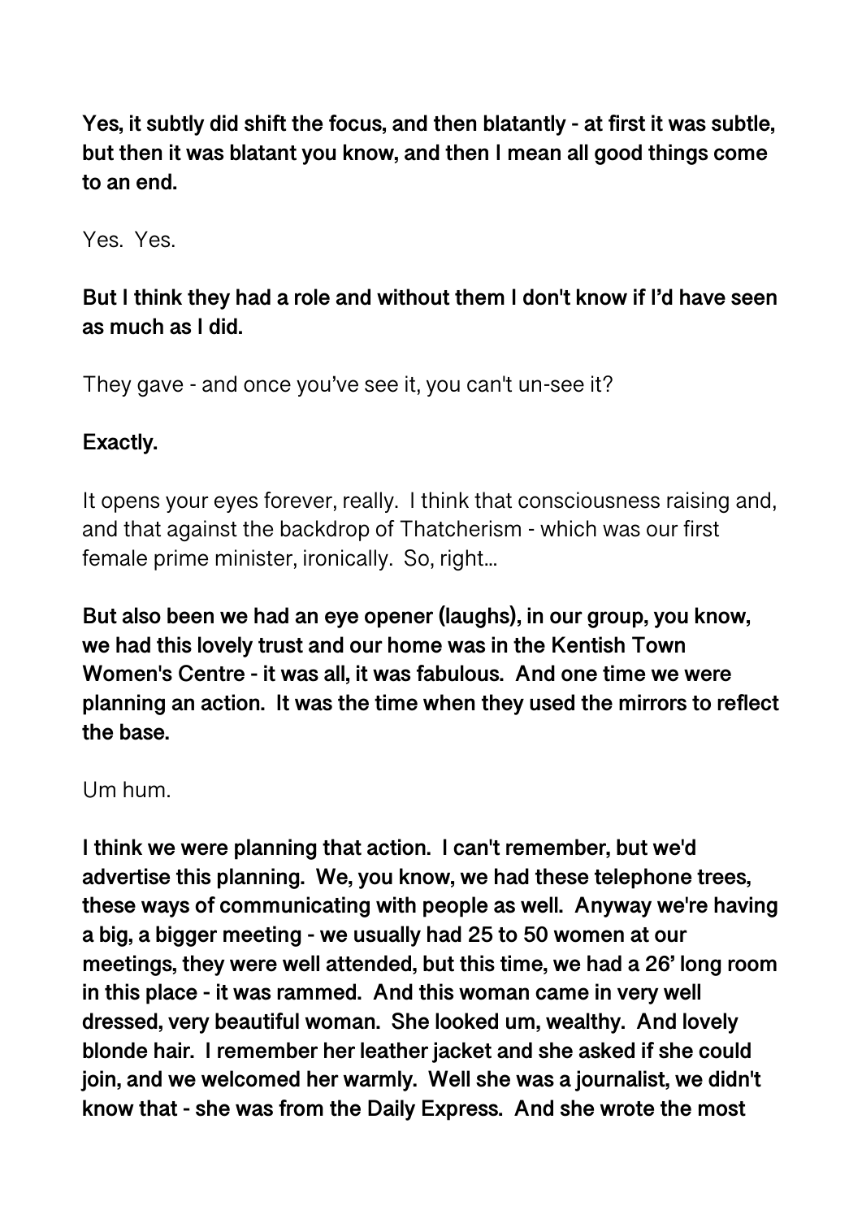**Yes, it subtly did shift the focus, and then blatantly - at first it was subtle, but then it was blatant you know, and then I mean all good things come to an end.**

Yes. Yes.

**But I think they had a role and without them I don't know if I'd have seen as much as I did.**

They gave - and once you've see it, you can't un-see it?

**Exactly.**

It opens your eyes forever, really. I think that consciousness raising and, and that against the backdrop of Thatcherism - which was our first female prime minister, ironically. So, right...

**But also been we had an eye opener (laughs), in our group, you know, we had this lovely trust and our home was in the Kentish Town Women's Centre - it was all, it was fabulous. And one time we were planning an action. It was the time when they used the mirrors to reflect the base.**

Um hum.

**I think we were planning that action. I can't remember, but we'd advertise this planning. We, you know, we had these telephone trees, these ways of communicating with people as well. Anyway we're having a big, a bigger meeting - we usually had 25 to 50 women at our meetings, they were well attended, but this time, we had a 26' long room in this place - it was rammed. And this woman came in very well dressed, very beautiful woman. She looked um, wealthy. And lovely blonde hair. I remember her leather jacket and she asked if she could join, and we welcomed her warmly. Well she was a journalist, we didn't know that - she was from the Daily Express. And she wrote the most**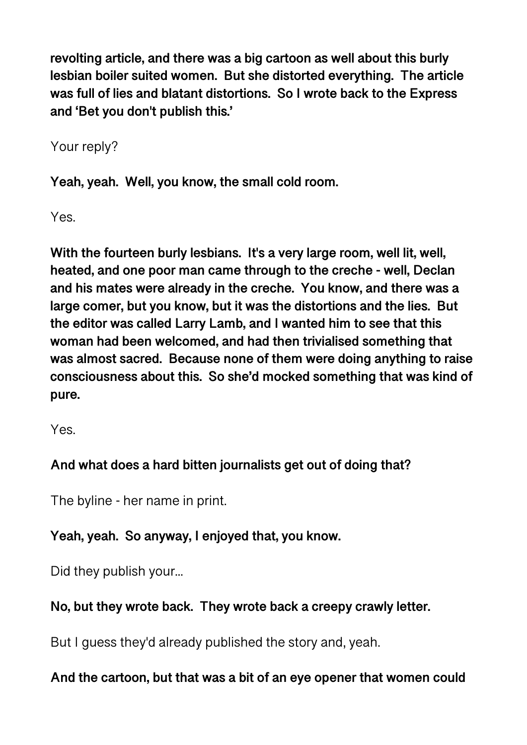**revolting article, and there was a big cartoon as well about this burly lesbian boiler suited women. But she distorted everything. The article was full of lies and blatant distortions. So I wrote back to the Express and 'Bet you don't publish this.'**

Your reply?

**Yeah, yeah. Well, you know, the small cold room.**

Yes.

**With the fourteen burly lesbians. It's a very large room, well lit, well, heated, and one poor man came through to the creche - well, Declan and his mates were already in the creche. You know, and there was a large comer, but you know, but it was the distortions and the lies. But the editor was called Larry Lamb, and I wanted him to see that this woman had been welcomed, and had then trivialised something that was almost sacred. Because none of them were doing anything to raise consciousness about this. So she'd mocked something that was kind of pure.**

Yes.

**And what does a hard bitten journalists get out of doing that?**

The byline - her name in print.

**Yeah, yeah. So anyway, I enjoyed that, you know.**

Did they publish your...

**No, but they wrote back. They wrote back a creepy crawly letter.**

But I guess they'd already published the story and, yeah.

**And the cartoon, but that was a bit of an eye opener that women could**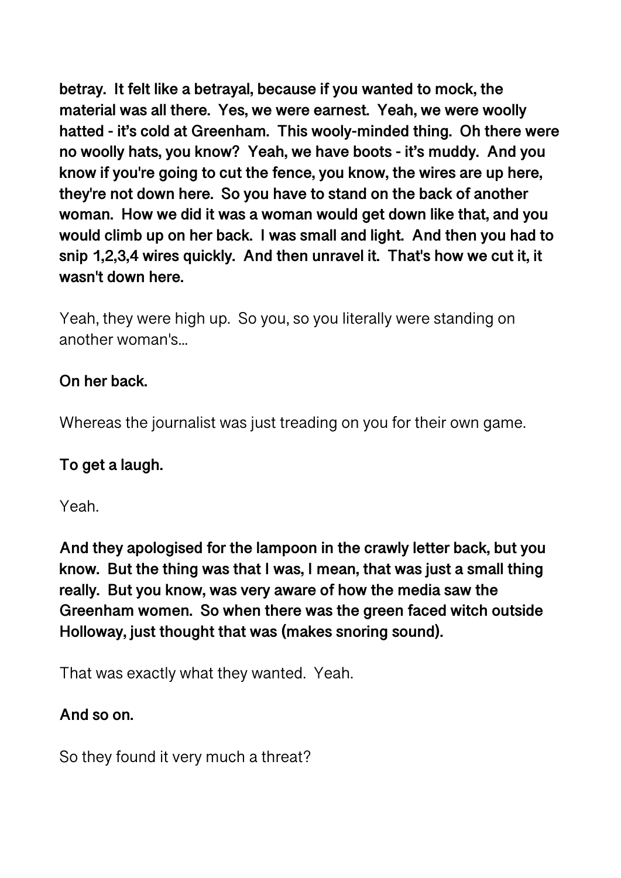**betray. It felt like a betrayal, because if you wanted to mock, the material was all there. Yes, we were earnest. Yeah, we were woolly hatted - it's cold at Greenham. This wooly-minded thing. Oh there were no woolly hats, you know? Yeah, we have boots - it's muddy. And you know if you're going to cut the fence, you know, the wires are up here, they're not down here. So you have to stand on the back of another woman. How we did it was a woman would get down like that, and you would climb up on her back. I was small and light. And then you had to snip 1,2,3,4 wires quickly. And then unravel it. That's how we cut it, it wasn't down here.**

Yeah, they were high up. So you, so you literally were standing on another woman's...

**On her back.**

Whereas the journalist was just treading on you for their own game.

**To get a laugh.**

Yeah.

**And they apologised for the lampoon in the crawly letter back, but you know. But the thing was that I was, I mean, that was just a small thing really. But you know, was very aware of how the media saw the Greenham women. So when there was the green faced witch outside Holloway, just thought that was (makes snoring sound).**

That was exactly what they wanted. Yeah.

**And so on.**

So they found it very much a threat?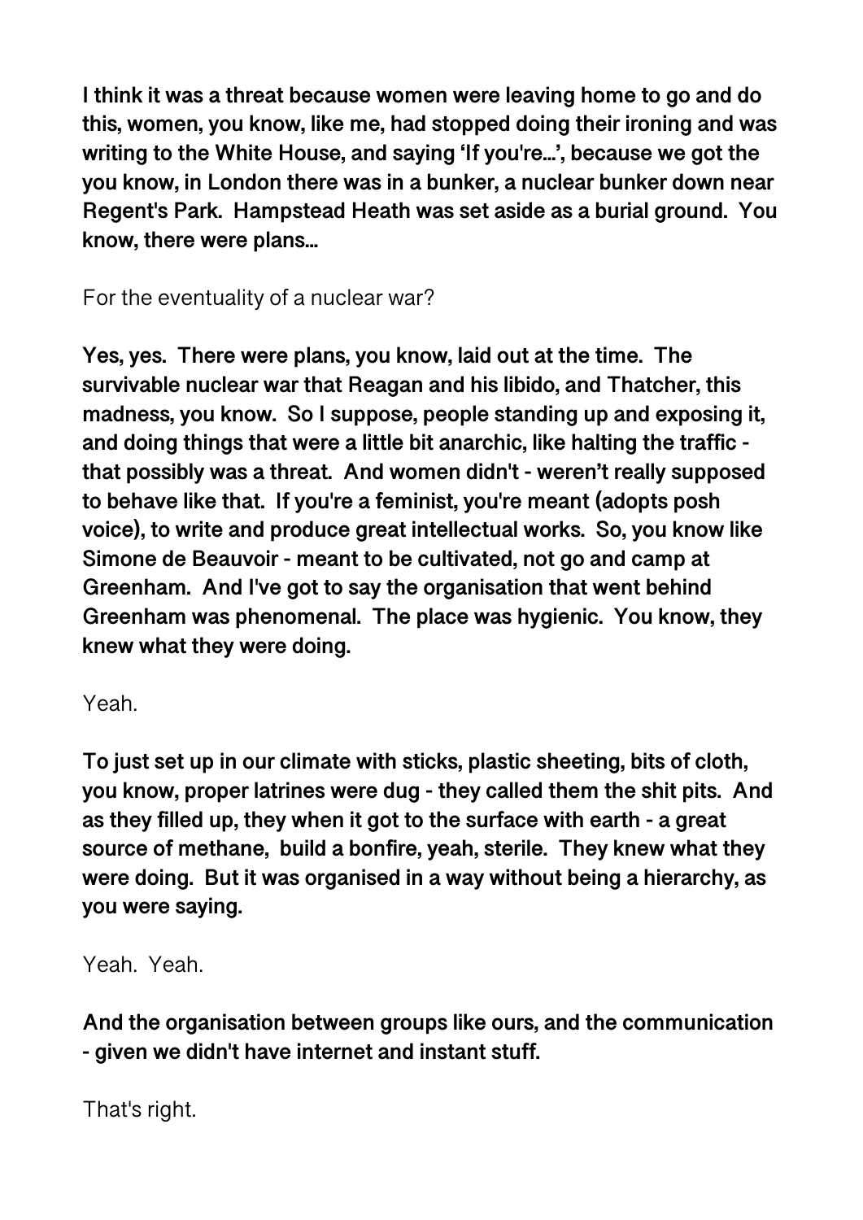**I think it was a threat because women were leaving home to go and do this, women, you know, like me, had stopped doing their ironing and was writing to the White House, and saying 'If you're…', because we got the you know, in London there was in a bunker, a nuclear bunker down near Regent's Park. Hampstead Heath was set aside as a burial ground. You know, there were plans…**

For the eventuality of a nuclear war?

**Yes, yes. There were plans, you know, laid out at the time. The survivable nuclear war that Reagan and his libido, and Thatcher, this madness, you know. So I suppose, people standing up and exposing it, and doing things that were a little bit anarchic, like halting the traffic - that possibly was a threat. And women didn't - weren't really supposed to behave like that. If you're a feminist, you're meant (adopts posh voice), to write and produce great intellectual works. So, you know like Simone de Beauvoir - meant to be cultivated, not go and camp at Greenham. And I've got to say the organisation that went behind Greenham was phenomenal. The place was hygienic. You know, they knew what they were doing.**

Yeah.

**To just set up in our climate with sticks, plastic sheeting, bits of cloth, you know, proper latrines were dug - they called them the shit pits. And as they filled up, they when it got to the surface with earth - a great source of methane, build a bonfire, yeah, sterile. They knew what they were doing. But it was organised in a way without being a hierarchy, as you were saying.**

Yeah. Yeah.

**And the organisation between groups like ours, and the communication - given we didn't have internet and instant stuff.**

That's right.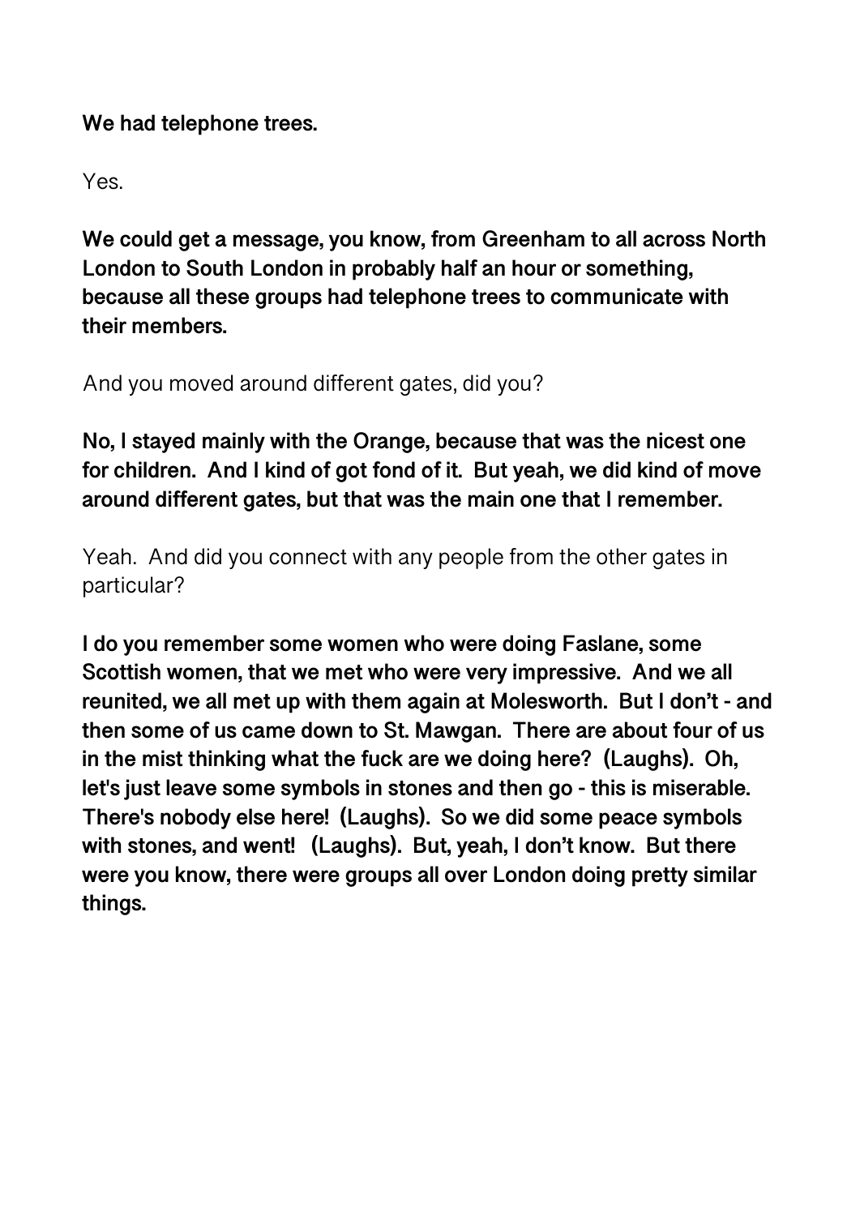**We had telephone trees.**

Yes.

**We could get a message, you know, from Greenham to all across North London to South London in probably half an hour or something, because all these groups had telephone trees to communicate with their members.**

And you moved around different gates, did you?

**No, I stayed mainly with the Orange, because that was the nicest one for children. And I kind of got fond of it. But yeah, we did kind of move around different gates, but that was the main one that I remember.**

Yeah. And did you connect with any people from the other gates in particular?

**I do you remember some women who were doing Faslane, some Scottish women, that we met who were very impressive. And we all reunited, we all met up with them again at Molesworth. But I don't - and then some of us came down to St. Mawgan. There are about four of us in the mist thinking what the fuck are we doing here? (Laughs). Oh, let's just leave some symbols in stones and then go - this is miserable. There's nobody else here! (Laughs). So we did some peace symbols with stones, and went! (Laughs). But, yeah, I don't know. But there were you know, there were groups all over London doing pretty similar things.**